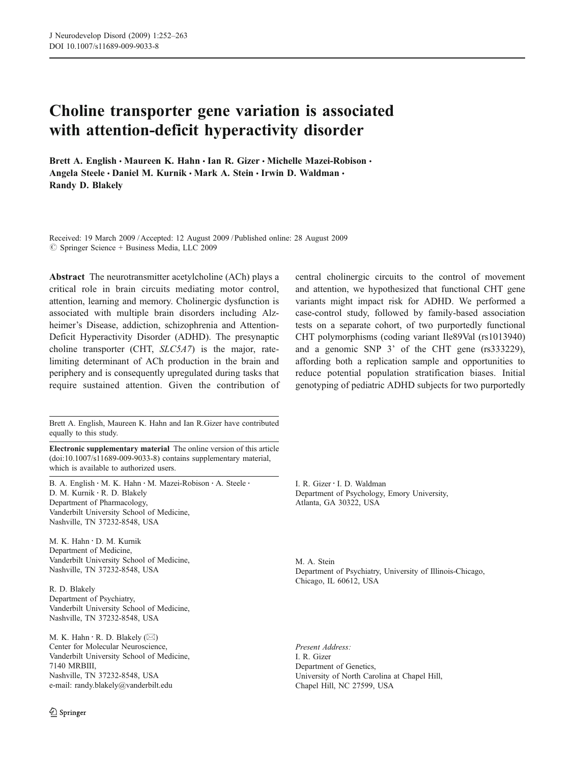# Choline transporter gene variation is associated with attention-deficit hyperactivity disorder

**Brett A. English · Maureen K. Hahn · Ian R. Gizer · Michelle Mazei-Robison · Angela Steele · Daniel M. Kurnik · Mark A. Stein · Irwin D. Waldman · Randy D. Blakely**

Received: 19 March 2009 / Accepted: 12 August 2009 / Published online: 28 August 2009
© Springer Science + Business Media, LLC 2009

**Abstract** The neurotransmitter acetylcholine (ACh) plays a critical role in brain circuits mediating motor control, attention, learning and memory. Cholinergic dysfunction is associated with multiple brain disorders including Alzheimer's Disease, addiction, schizophrenia and Attention-Deficit Hyperactivity Disorder (ADHD). The presynaptic choline transporter (CHT, *SLC5A7*) is the major, rate-limiting determinant of ACh production in the brain and periphery and is consequently upregulated during tasks that require sustained attention. Given the contribution of central cholinergic circuits to the control of movement and attention, we hypothesized that functional CHT gene variants might impact risk for ADHD. We performed a case-control study, followed by family-based association tests on a separate cohort, of two purportedly functional CHT polymorphisms (coding variant Ile89Val (rs1013940) and a genomic SNP 3' of the CHT gene (rs333229), affording both a replication sample and opportunities to reduce potential population stratification biases. Initial genotyping of pediatric ADHD subjects for two purportedly

Brett A. English, Maureen K. Hahn and Ian R.Gizer have contributed equally to this study.

**Electronic supplementary material** The online version of this article (doi:10.1007/s11689-009-9033-8) contains supplementary material, which is available to authorized users.

B. A. English · M. K. Hahn · M. Mazei-Robison · A. Steele · D. M. Kurnik · R. D. Blakely
Department of Pharmacology, Vanderbilt University School of Medicine, Nashville, TN 37232-8548, USA

M. K. Hahn · D. M. Kurnik
Department of Medicine, Vanderbilt University School of Medicine, Nashville, TN 37232-8548, USA

R. D. Blakely
Department of Psychiatry, Vanderbilt University School of Medicine, Nashville, TN 37232-8548, USA

M. K. Hahn · R. D. Blakely (✉)
Center for Molecular Neuroscience, Vanderbilt University School of Medicine, 7140 MRBIII, Nashville, TN 37232-8548, USA
e-mail: randy.blakely@vanderbilt.edu

I. R. Gizer · I. D. Waldman
Department of Psychology, Emory University, Atlanta, GA 30322, USA

M. A. Stein
Department of Psychiatry, University of Illinois-Chicago, Chicago, IL 60612, USA

*Present Address:*
I. R. Gizer
Department of Genetics, University of North Carolina at Chapel Hill, Chapel Hill, NC 27599, USA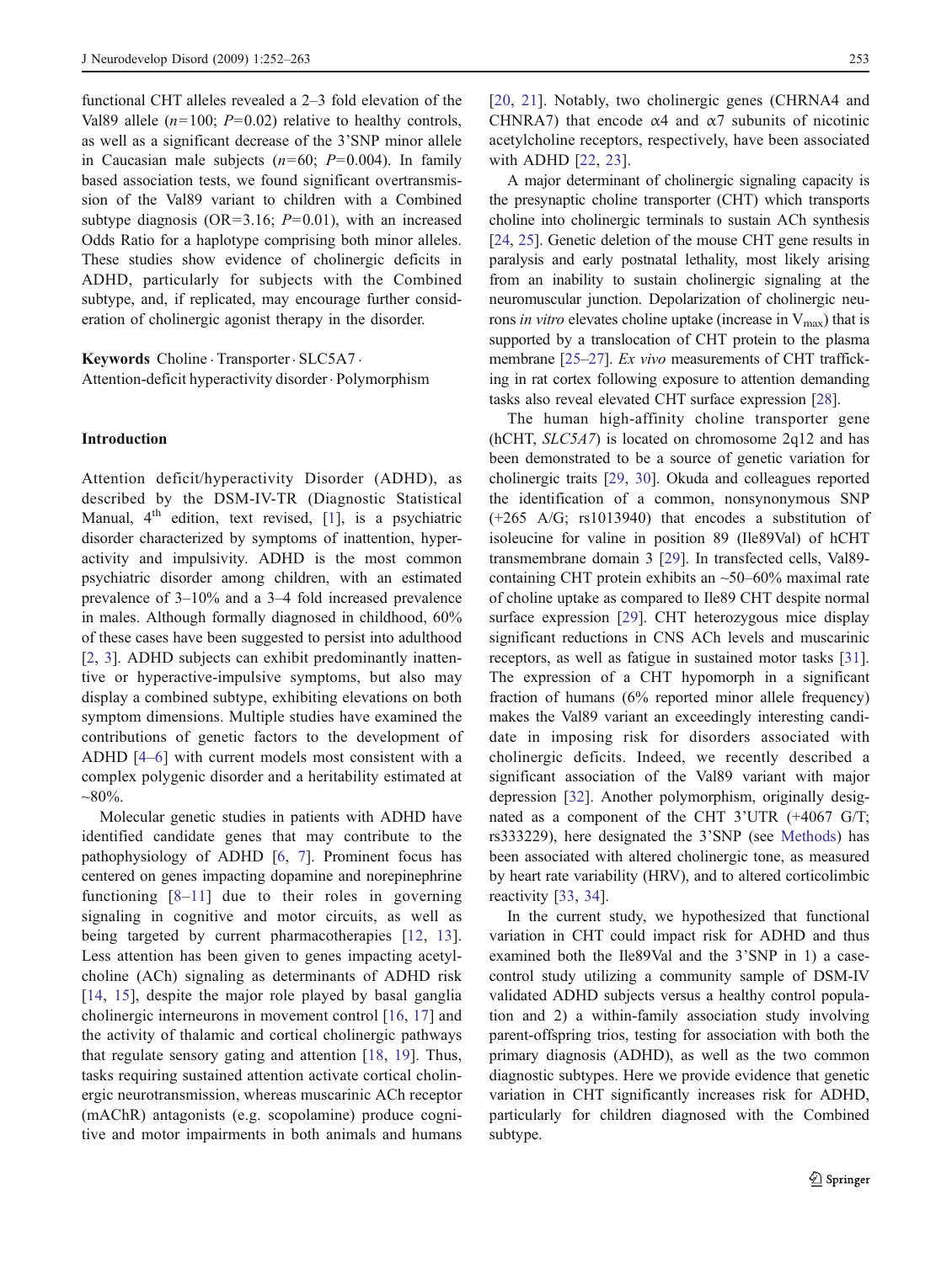functional CHT alleles revealed a 2–3 fold elevation of the Val89 allele ($n=100$; $P=0.02$) relative to healthy controls, as well as a significant decrease of the 3'SNP minor allele in Caucasian male subjects ($n=60$; $P=0.004$). In family based association tests, we found significant overtransmission of the Val89 variant to children with a Combined subtype diagnosis (OR=3.16; $P=0.01$), with an increased Odds Ratio for a haplotype comprising both minor alleles. These studies show evidence of cholinergic deficits in ADHD, particularly for subjects with the Combined subtype, and, if replicated, may encourage further consideration of cholinergic agonist therapy in the disorder.

**Keywords** Choline · Transporter · SLC5A7 · Attention-deficit hyperactivity disorder · Polymorphism

## Introduction

Attention deficit/hyperactivity Disorder (ADHD), as described by the DSM-IV-TR (Diagnostic Statistical Manual, 4th edition, text revised, [1], is a psychiatric disorder characterized by symptoms of inattention, hyperactivity and impulsivity. ADHD is the most common psychiatric disorder among children, with an estimated prevalence of 3–10% and a 3–4 fold increased prevalence in males. Although formally diagnosed in childhood, 60% of these cases have been suggested to persist into adulthood [2, 3]. ADHD subjects can exhibit predominantly inattentive or hyperactive-impulsive symptoms, but also may display a combined subtype, exhibiting elevations on both symptom dimensions. Multiple studies have examined the contributions of genetic factors to the development of ADHD [4–6] with current models most consistent with a complex polygenic disorder and a heritability estimated at ~80%.

Molecular genetic studies in patients with ADHD have identified candidate genes that may contribute to the pathophysiology of ADHD [6, 7]. Prominent focus has centered on genes impacting dopamine and norepinephrine functioning [8–11] due to their roles in governing signaling in cognitive and motor circuits, as well as being targeted by current pharmacotherapies [12, 13]. Less attention has been given to genes impacting acetylcholine (ACh) signaling as determinants of ADHD risk [14, 15], despite the major role played by basal ganglia cholinergic interneurons in movement control [16, 17] and the activity of thalamic and cortical cholinergic pathways that regulate sensory gating and attention [18, 19]. Thus, tasks requiring sustained attention activate cortical cholinergic neurotransmission, whereas muscarinic ACh receptor (mAChR) antagonists (e.g. scopolamine) produce cognitive and motor impairments in both animals and humans [20, 21]. Notably, two cholinergic genes (CHRNA4 and CHNRA7) that encode α4 and α7 subunits of nicotinic acetylcholine receptors, respectively, have been associated with ADHD [22, 23].

A major determinant of cholinergic signaling capacity is the presynaptic choline transporter (CHT) which transports choline into cholinergic terminals to sustain ACh synthesis [24, 25]. Genetic deletion of the mouse CHT gene results in paralysis and early postnatal lethality, most likely arising from an inability to sustain cholinergic signaling at the neuromuscular junction. Depolarization of cholinergic neurons *in vitro* elevates choline uptake (increase in $V_{max}$) that is supported by a translocation of CHT protein to the plasma membrane [25–27]. *Ex vivo* measurements of CHT trafficking in rat cortex following exposure to attention demanding tasks also reveal elevated CHT surface expression [28].

The human high-affinity choline transporter gene (hCHT, *SLC5A7*) is located on chromosome 2q12 and has been demonstrated to be a source of genetic variation for cholinergic traits [29, 30]. Okuda and colleagues reported the identification of a common, nonsynonymous SNP (+265 A/G; rs1013940) that encodes a substitution of isoleucine for valine in position 89 (Ile89Val) of hCHT transmembrane domain 3 [29]. In transfected cells, Val89-containing CHT protein exhibits an ~50–60% maximal rate of choline uptake as compared to Ile89 CHT despite normal surface expression [29]. CHT heterozygous mice display significant reductions in CNS ACh levels and muscarinic receptors, as well as fatigue in sustained motor tasks [31]. The expression of a CHT hypomorph in a significant fraction of humans (6% reported minor allele frequency) makes the Val89 variant an exceedingly interesting candidate in imposing risk for disorders associated with cholinergic deficits. Indeed, we recently described a significant association of the Val89 variant with major depression [32]. Another polymorphism, originally designated as a component of the CHT 3'UTR (+4067 G/T; rs333229), here designated the 3'SNP (see Methods) has been associated with altered cholinergic tone, as measured by heart rate variability (HRV), and to altered corticolimbic reactivity [33, 34].

In the current study, we hypothesized that functional variation in CHT could impact risk for ADHD and thus examined both the Ile89Val and the 3'SNP in 1) a case-control study utilizing a community sample of DSM-IV validated ADHD subjects versus a healthy control population and 2) a within-family association study involving parent-offspring trios, testing for association with both the primary diagnosis (ADHD), as well as the two common diagnostic subtypes. Here we provide evidence that genetic variation in CHT significantly increases risk for ADHD, particularly for children diagnosed with the Combined subtype.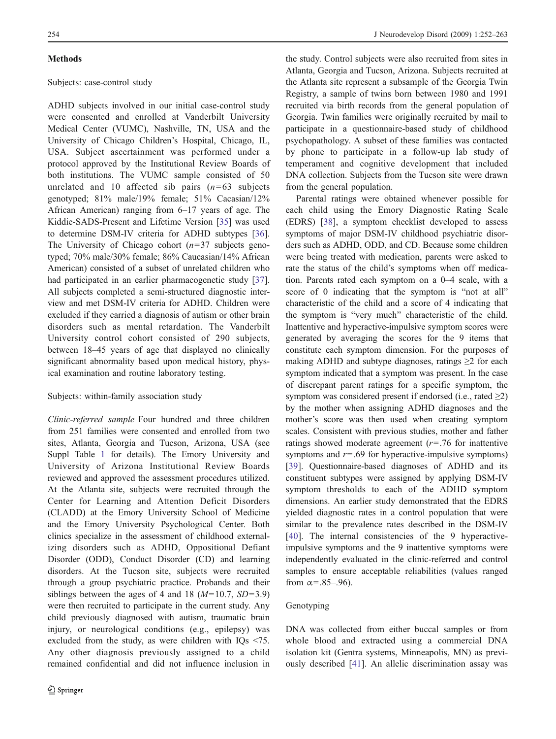## Methods

### Subjects: case-control study

ADHD subjects involved in our initial case-control study were consented and enrolled at Vanderbilt University Medical Center (VUMC), Nashville, TN, USA and the University of Chicago Children's Hospital, Chicago, IL, USA. Subject ascertainment was performed under a protocol approved by the Institutional Review Boards of both institutions. The VUMC sample consisted of 50 unrelated and 10 affected sib pairs ($n=63$ subjects genotyped; 81% male/19% female; 51% Cacasian/12% African American) ranging from 6–17 years of age. The Kiddie-SADS-Present and Lifetime Version [35] was used to determine DSM-IV criteria for ADHD subtypes [36]. The University of Chicago cohort ($n=37$ subjects genotyped; 70% male/30% female; 86% Caucasian/14% African American) consisted of a subset of unrelated children who had participated in an earlier pharmacogenetic study [37]. All subjects completed a semi-structured diagnostic interview and met DSM-IV criteria for ADHD. Children were excluded if they carried a diagnosis of autism or other brain disorders such as mental retardation. The Vanderbilt University control cohort consisted of 290 subjects, between 18–45 years of age that displayed no clinically significant abnormality based upon medical history, physical examination and routine laboratory testing.

### Subjects: within-family association study

*Clinic-referred sample* Four hundred and three children from 251 families were consented and enrolled from two sites, Atlanta, Georgia and Tucson, Arizona, USA (see Suppl Table 1 for details). The Emory University and University of Arizona Institutional Review Boards reviewed and approved the assessment procedures utilized. At the Atlanta site, subjects were recruited through the Center for Learning and Attention Deficit Disorders (CLADD) at the Emory University School of Medicine and the Emory University Psychological Center. Both clinics specialize in the assessment of childhood externalizing disorders such as ADHD, Oppositional Defiant Disorder (ODD), Conduct Disorder (CD) and learning disorders. At the Tucson site, subjects were recruited through a group psychiatric practice. Probands and their siblings between the ages of 4 and 18 ($M=10.7$, $SD=3.9$) were then recruited to participate in the current study. Any child previously diagnosed with autism, traumatic brain injury, or neurological conditions (e.g., epilepsy) was excluded from the study, as were children with IQs <75. Any other diagnosis previously assigned to a child remained confidential and did not influence inclusion in the study. Control subjects were also recruited from sites in Atlanta, Georgia and Tucson, Arizona. Subjects recruited at the Atlanta site represent a subsample of the Georgia Twin Registry, a sample of twins born between 1980 and 1991 recruited via birth records from the general population of Georgia. Twin families were originally recruited by mail to participate in a questionnaire-based study of childhood psychopathology. A subset of these families was contacted by phone to participate in a follow-up lab study of temperament and cognitive development that included DNA collection. Subjects from the Tucson site were drawn from the general population.

Parental ratings were obtained whenever possible for each child using the Emory Diagnostic Rating Scale (EDRS) [38], a symptom checklist developed to assess symptoms of major DSM-IV childhood psychiatric disorders such as ADHD, ODD, and CD. Because some children were being treated with medication, parents were asked to rate the status of the child's symptoms when off medication. Parents rated each symptom on a 0–4 scale, with a score of 0 indicating that the symptom is "not at all" characteristic of the child and a score of 4 indicating that the symptom is "very much" characteristic of the child. Inattentive and hyperactive-impulsive symptom scores were generated by averaging the scores for the 9 items that constitute each symptom dimension. For the purposes of making ADHD and subtype diagnoses, ratings ≥2 for each symptom indicated that a symptom was present. In the case of discrepant parent ratings for a specific symptom, the symptom was considered present if endorsed (i.e., rated ≥2) by the mother when assigning ADHD diagnoses and the mother's score was then used when creating symptom scales. Consistent with previous studies, mother and father ratings showed moderate agreement ($r=.76$ for inattentive symptoms and $r=.69$ for hyperactive-impulsive symptoms) [39]. Questionnaire-based diagnoses of ADHD and its constituent subtypes were assigned by applying DSM-IV symptom thresholds to each of the ADHD symptom dimensions. An earlier study demonstrated that the EDRS yielded diagnostic rates in a control population that were similar to the prevalence rates described in the DSM-IV [40]. The internal consistencies of the 9 hyperactive-impulsive symptoms and the 9 inattentive symptoms were independently evaluated in the clinic-referred and control samples to ensure acceptable reliabilities (values ranged from $\alpha=.85$–$.96$).

### Genotyping

DNA was collected from either buccal samples or from whole blood and extracted using a commercial DNA isolation kit (Gentra systems, Minneapolis, MN) as previously described [41]. An allelic discrimination assay was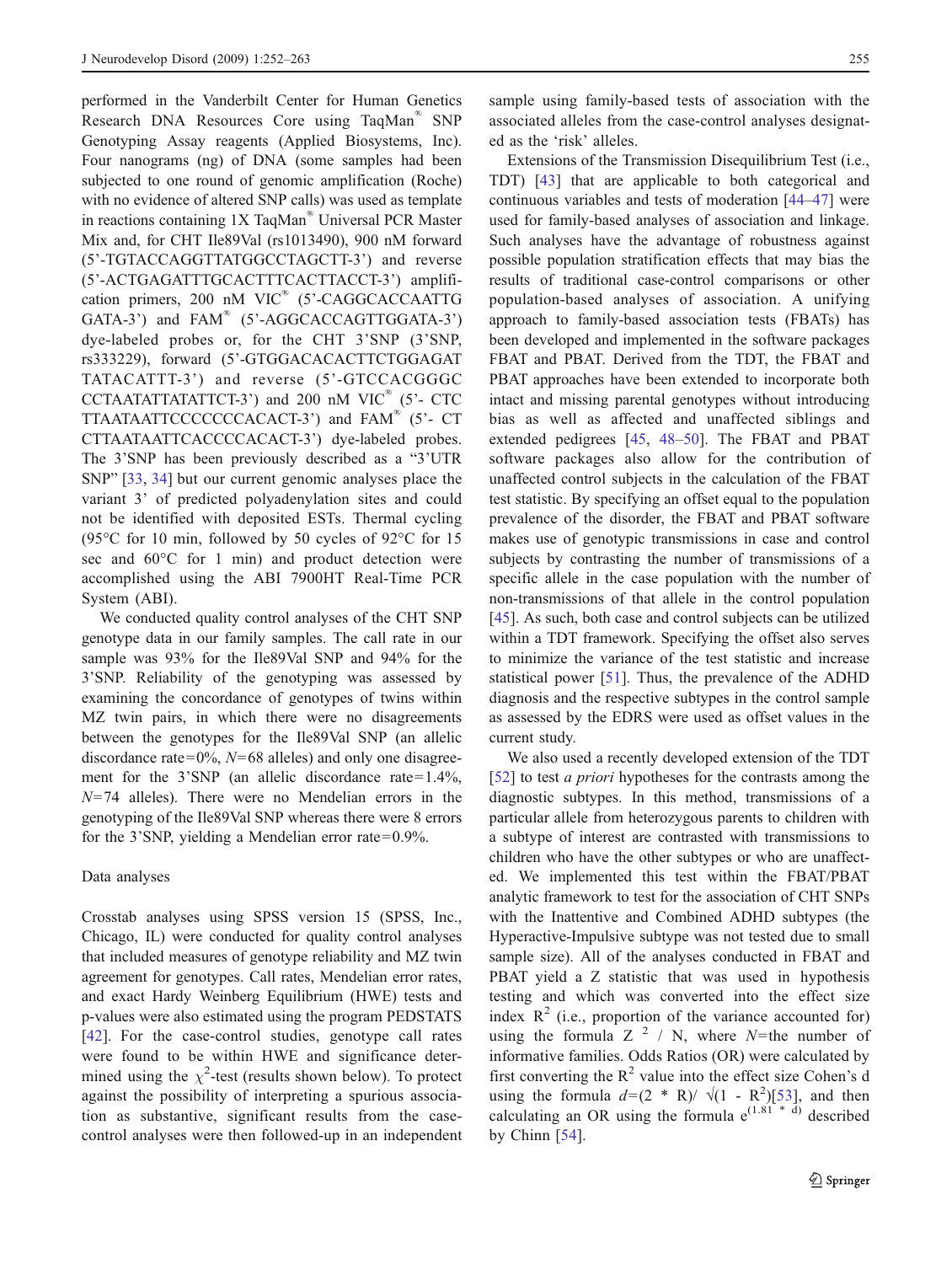performed in the Vanderbilt Center for Human Genetics Research DNA Resources Core using TaqMan® SNP Genotyping Assay reagents (Applied Biosystems, Inc). Four nanograms (ng) of DNA (some samples had been subjected to one round of genomic amplification (Roche) with no evidence of altered SNP calls) was used as template in reactions containing 1X TaqMan® Universal PCR Master Mix and, for CHT Ile89Val (rs1013490), 900 nM forward (5'-TGTACCAGGTTATGGCCTAGCTT-3') and reverse (5'-ACTGAGATTTGCACTTTCACTTACCT-3') amplification primers, 200 nM VIC® (5'-CAGGCACCAATTG GATA-3') and FAM® (5'-AGGCACCAGTTGGATA-3') dye-labeled probes or, for the CHT 3'SNP (3'SNP, rs333229), forward (5'-GTGGACACACTTCTGGAGAT TATACATTT-3') and reverse (5'-GTCCACGGGC CCTAATATTATATTCT-3') and 200 nM VIC® (5'- CTC TTAATAATTCCCCCCCACACT-3') and FAM® (5'- CT CTTAATAATTCACCCCACACT-3') dye-labeled probes. The 3'SNP has been previously described as a "3'UTR SNP" [33, 34] but our current genomic analyses place the variant 3' of predicted polyadenylation sites and could not be identified with deposited ESTs. Thermal cycling (95°C for 10 min, followed by 50 cycles of 92°C for 15 sec and 60°C for 1 min) and product detection were accomplished using the ABI 7900HT Real-Time PCR System (ABI).

We conducted quality control analyses of the CHT SNP genotype data in our family samples. The call rate in our sample was 93% for the Ile89Val SNP and 94% for the 3'SNP. Reliability of the genotyping was assessed by examining the concordance of genotypes of twins within MZ twin pairs, in which there were no disagreements between the genotypes for the Ile89Val SNP (an allelic discordance rate=0%, $N$=68 alleles) and only one disagreement for the 3'SNP (an allelic discordance rate=1.4%, $N$=74 alleles). There were no Mendelian errors in the genotyping of the Ile89Val SNP whereas there were 8 errors for the 3'SNP, yielding a Mendelian error rate=0.9%.

### Data analyses

Crosstab analyses using SPSS version 15 (SPSS, Inc., Chicago, IL) were conducted for quality control analyses that included measures of genotype reliability and MZ twin agreement for genotypes. Call rates, Mendelian error rates, and exact Hardy Weinberg Equilibrium (HWE) tests and p-values were also estimated using the program PEDSTATS [42]. For the case-control studies, genotype call rates were found to be within HWE and significance determined using the $\chi^2$-test (results shown below). To protect against the possibility of interpreting a spurious association as substantive, significant results from the case-control analyses were then followed-up in an independent sample using family-based tests of association with the associated alleles from the case-control analyses designated as the 'risk' alleles.

Extensions of the Transmission Disequilibrium Test (i.e., TDT) [43] that are applicable to both categorical and continuous variables and tests of moderation [44–47] were used for family-based analyses of association and linkage. Such analyses have the advantage of robustness against possible population stratification effects that may bias the results of traditional case-control comparisons or other population-based analyses of association. A unifying approach to family-based association tests (FBATs) has been developed and implemented in the software packages FBAT and PBAT. Derived from the TDT, the FBAT and PBAT approaches have been extended to incorporate both intact and missing parental genotypes without introducing bias as well as affected and unaffected siblings and extended pedigrees [45, 48–50]. The FBAT and PBAT software packages also allow for the contribution of unaffected control subjects in the calculation of the FBAT test statistic. By specifying an offset equal to the population prevalence of the disorder, the FBAT and PBAT software makes use of genotypic transmissions in case and control subjects by contrasting the number of transmissions of a specific allele in the case population with the number of non-transmissions of that allele in the control population [45]. As such, both case and control subjects can be utilized within a TDT framework. Specifying the offset also serves to minimize the variance of the test statistic and increase statistical power [51]. Thus, the prevalence of the ADHD diagnosis and the respective subtypes in the control sample as assessed by the EDRS were used as offset values in the current study.

We also used a recently developed extension of the TDT [52] to test *a priori* hypotheses for the contrasts among the diagnostic subtypes. In this method, transmissions of a particular allele from heterozygous parents to children with a subtype of interest are contrasted with transmissions to children who have the other subtypes or who are unaffected. We implemented this test within the FBAT/PBAT analytic framework to test for the association of CHT SNPs with the Inattentive and Combined ADHD subtypes (the Hyperactive-Impulsive subtype was not tested due to small sample size). All of the analyses conducted in FBAT and PBAT yield a Z statistic that was used in hypothesis testing and which was converted into the effect size index $R^2$ (i.e., proportion of the variance accounted for) using the formula $Z^2 / N$, where $N$=the number of informative families. Odds Ratios (OR) were calculated by first converting the $R^2$ value into the effect size Cohen's d using the formula $d=(2 * R)/\sqrt{(1 - R^2)}$[53], and then calculating an OR using the formula $e^{(1.81 * d)}$ described by Chinn [54].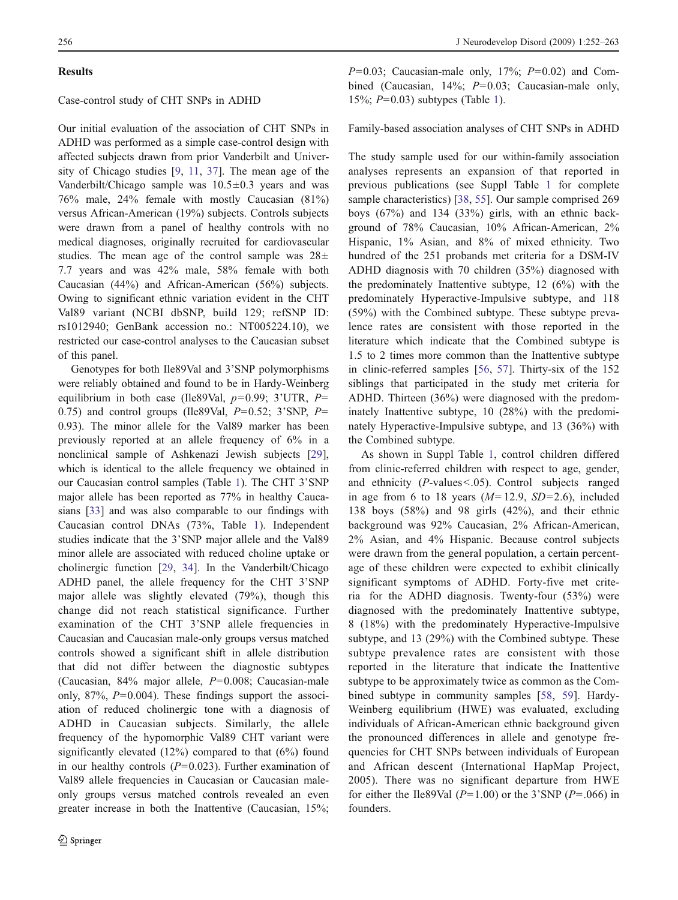## Results

### Case-control study of CHT SNPs in ADHD

Our initial evaluation of the association of CHT SNPs in ADHD was performed as a simple case-control design with affected subjects drawn from prior Vanderbilt and University of Chicago studies [9, 11, 37]. The mean age of the Vanderbilt/Chicago sample was 10.5±0.3 years and was 76% male, 24% female with mostly Caucasian (81%) versus African-American (19%) subjects. Controls subjects were drawn from a panel of healthy controls with no medical diagnoses, originally recruited for cardiovascular studies. The mean age of the control sample was 28± 7.7 years and was 42% male, 58% female with both Caucasian (44%) and African-American (56%) subjects. Owing to significant ethnic variation evident in the CHT Val89 variant (NCBI dbSNP, build 129; refSNP ID: rs1012940; GenBank accession no.: NT005224.10), we restricted our case-control analyses to the Caucasian subset of this panel.

Genotypes for both Ile89Val and 3'SNP polymorphisms were reliably obtained and found to be in Hardy-Weinberg equilibrium in both case (Ile89Val, $p=0.99$; 3'UTR, $P=0.75$) and control groups (Ile89Val, $P=0.52$; 3'SNP, $P=0.93$). The minor allele for the Val89 marker has been previously reported at an allele frequency of 6% in a nonclinical sample of Ashkenazi Jewish subjects [29], which is identical to the allele frequency we obtained in our Caucasian control samples (Table 1). The CHT 3'SNP major allele has been reported as 77% in healthy Caucasians [33] and was also comparable to our findings with Caucasian control DNAs (73%, Table 1). Independent studies indicate that the 3'SNP major allele and the Val89 minor allele are associated with reduced choline uptake or cholinergic function [29, 34]. In the Vanderbilt/Chicago ADHD panel, the allele frequency for the CHT 3'SNP major allele was slightly elevated (79%), though this change did not reach statistical significance. Further examination of the CHT 3'SNP allele frequencies in Caucasian and Caucasian male-only groups versus matched controls showed a significant shift in allele distribution that did not differ between the diagnostic subtypes (Caucasian, 84% major allele, $P=0.008$; Caucasian-male only, 87%, $P=0.004$). These findings support the association of reduced cholinergic tone with a diagnosis of ADHD in Caucasian subjects. Similarly, the allele frequency of the hypomorphic Val89 CHT variant were significantly elevated (12%) compared to that (6%) found in our healthy controls ($P=0.023$). Further examination of Val89 allele frequencies in Caucasian or Caucasian male-only groups versus matched controls revealed an even greater increase in both the Inattentive (Caucasian, 15%; $P=0.03$; Caucasian-male only, 17%; $P=0.02$) and Combined (Caucasian, 14%; $P=0.03$; Caucasian-male only, 15%; $P=0.03$) subtypes (Table 1).

### Family-based association analyses of CHT SNPs in ADHD

The study sample used for our within-family association analyses represents an expansion of that reported in previous publications (see Suppl Table 1 for complete sample characteristics) [38, 55]. Our sample comprised 269 boys (67%) and 134 (33%) girls, with an ethnic background of 78% Caucasian, 10% African-American, 2% Hispanic, 1% Asian, and 8% of mixed ethnicity. Two hundred of the 251 probands met criteria for a DSM-IV ADHD diagnosis with 70 children (35%) diagnosed with the predominately Inattentive subtype, 12 (6%) with the predominately Hyperactive-Impulsive subtype, and 118 (59%) with the Combined subtype. These subtype prevalence rates are consistent with those reported in the literature which indicate that the Combined subtype is 1.5 to 2 times more common than the Inattentive subtype in clinic-referred samples [56, 57]. Thirty-six of the 152 siblings that participated in the study met criteria for ADHD. Thirteen (36%) were diagnosed with the predominately Inattentive subtype, 10 (28%) with the predominately Hyperactive-Impulsive subtype, and 13 (36%) with the Combined subtype.

As shown in Suppl Table 1, control children differed from clinic-referred children with respect to age, gender, and ethnicity ($P$-values<.05). Control subjects ranged in age from 6 to 18 years ($M=12.9$, $SD=2.6$), included 138 boys (58%) and 98 girls (42%), and their ethnic background was 92% Caucasian, 2% African-American, 2% Asian, and 4% Hispanic. Because control subjects were drawn from the general population, a certain percentage of these children were expected to exhibit clinically significant symptoms of ADHD. Forty-five met criteria for the ADHD diagnosis. Twenty-four (53%) were diagnosed with the predominately Inattentive subtype, 8 (18%) with the predominately Hyperactive-Impulsive subtype, and 13 (29%) with the Combined subtype. These subtype prevalence rates are consistent with those reported in the literature that indicate the Inattentive subtype to be approximately twice as common as the Combined subtype in community samples [58, 59]. Hardy-Weinberg equilibrium (HWE) was evaluated, excluding individuals of African-American ethnic background given the pronounced differences in allele and genotype frequencies for CHT SNPs between individuals of European and African descent (International HapMap Project, 2005). There was no significant departure from HWE for either the Ile89Val ($P=1.00$) or the 3'SNP ($P=.066$) in founders.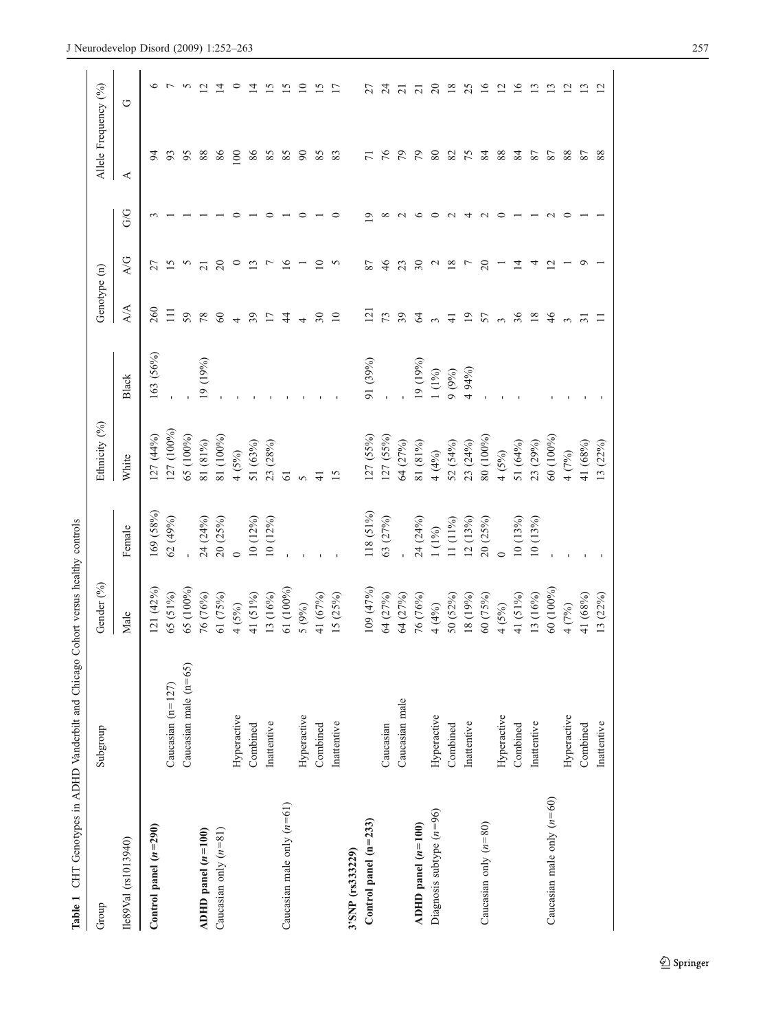**Table 1** CHT Genotypes in ADHD Vanderbilt and Chicago Cohort versus healthy controls

| Group | Subgroup | Gender (%) | | Ethnicity (%) | | Genotype (n) | | | Allele Frequency (%) | |
|---|---|---|---|---|---|---|---|---|---|---|
| Ile89Val (rs1013940) | | Male | Female | White | Black | A/A | A/G | G/G | A | G |
| **Control panel (*n*=290)** | | 121 (42%) | 169 (58%) | 127 (44%) | 163 (56%) | 260 | 27 | 3 | 94 | 6 |
| | Caucasian (n=127) | 65 (51%) | 62 (49%) | 127 (100%) | - | 111 | 15 | 1 | 93 | 7 |
| | Caucasian male (n=65) | 65 (100%) | - | 65 (100%) | - | 59 | 5 | 1 | 95 | 5 |
| **ADHD panel (*n*=100)** | | 76 (76%) | 24 (24%) | 81 (81%) | 19 (19%) | 78 | 21 | 1 | 88 | 12 |
| Caucasian only (*n*=81) | | 61 (75%) | 20 (25%) | 81 (100%) | - | 60 | 20 | 1 | 86 | 14 |
| | Hyperactive | 4 (5%) | 0 | 4 (5%) | - | 4 | 0 | 0 | 100 | 0 |
| | Combined | 41 (51%) | 10 (12%) | 51 (63%) | - | 39 | 13 | 1 | 86 | 14 |
| | Inattentive | 13 (16%) | 10 (12%) | 23 (28%) | - | 17 | 7 | 0 | 85 | 15 |
| Caucasian male only (*n*=61) | | 61 (100%) | - | 61 | - | 44 | 16 | 1 | 85 | 15 |
| | Hyperactive | 5 (9%) | - | 5 | - | 4 | 1 | 0 | 90 | 10 |
| | Combined | 41 (67%) | - | 41 | - | 30 | 10 | 1 | 85 | 15 |
| | Inattentive | 15 (25%) | - | 15 | - | 10 | 5 | 0 | 83 | 17 |
| **3'SNP (rs333229)** | | | | | | | | | | |
| **Control panel (n=233)** | | 109 (47%) | 118 (51%) | 127 (55%) | 91 (39%) | 121 | 87 | 19 | 71 | 27 |
| | Caucasian | 64 (27%) | 63 (27%) | 127 (55%) | - | 73 | 46 | 8 | 76 | 24 |
| | Caucasian male | 64 (27%) | - | 64 (27%) | - | 39 | 23 | 2 | 79 | 21 |
| **ADHD panel (*n*=100)** | | 76 (76%) | 24 (24%) | 81 (81%) | 19 (19%) | 64 | 30 | 6 | 79 | 21 |
| Diagnosis subtype (*n*=96) | Hyperactive | 4 (4%) | 1 (1%) | 4 (4%) | 1 (1%) | 3 | 2 | 0 | 80 | 20 |
| | Combined | 50 (52%) | 11 (11%) | 52 (54%) | 9 (9%) | 41 | 18 | 2 | 82 | 18 |
| | Inattentive | 18 (19%) | 12 (13%) | 23 (24%) | 4 94%) | 19 | 7 | 4 | 75 | 25 |
| Caucasian only (*n*=80) | | 60 (75%) | 20 (25%) | 80 (100%) | - | 57 | 20 | 2 | 84 | 16 |
| | Hyperactive | 4 (5%) | 0 | 4 (5%) | - | 3 | 1 | 0 | 88 | 12 |
| | Combined | 41 (51%) | 10 (13%) | 51 (64%) | - | 36 | 14 | 1 | 84 | 16 |
| | Inattentive | 13 (16%) | 10 (13%) | 23 (29%) | | 18 | 4 | 1 | 87 | 13 |
| Caucasian male only (*n*=60) | | 60 (100%) | - | 60 (100%) | - | 46 | 12 | 2 | 87 | 13 |
| | Hyperactive | 4 (7%) | - | 4 (7%) | - | 3 | 1 | 0 | 88 | 12 |
| | Combined | 41 (68%) | - | 41 (68%) | - | 31 | 9 | 1 | 87 | 13 |
| | Inattentive | 13 (22%) | - | 13 (22%) | - | 11 | 1 | 1 | 88 | 12 |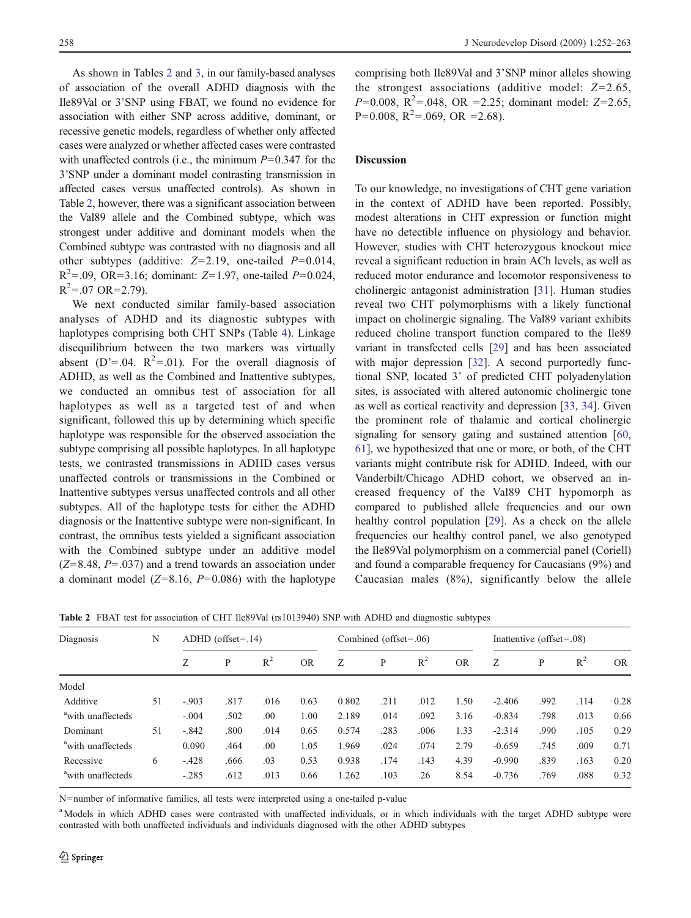As shown in Tables 2 and 3, in our family-based analyses of association of the overall ADHD diagnosis with the Ile89Val or 3'SNP using FBAT, we found no evidence for association with either SNP across additive, dominant, or recessive genetic models, regardless of whether only affected cases were analyzed or whether affected cases were contrasted with unaffected controls (i.e., the minimum $P=0.347$ for the 3'SNP under a dominant model contrasting transmission in affected cases versus unaffected controls). As shown in Table 2, however, there was a significant association between the Val89 allele and the Combined subtype, which was strongest under additive and dominant models when the Combined subtype was contrasted with no diagnosis and all other subtypes (additive: $Z=2.19$, one-tailed $P=0.014$, $R^2=.09$, OR=3.16; dominant: $Z=1.97$, one-tailed $P=0.024$, $R^2=.07$ OR=2.79).

We next conducted similar family-based association analyses of ADHD and its diagnostic subtypes with haplotypes comprising both CHT SNPs (Table 4). Linkage disequilibrium between the two markers was virtually absent ($D'=.04$. $R^2=.01$). For the overall diagnosis of ADHD, as well as the Combined and Inattentive subtypes, we conducted an omnibus test of association for all haplotypes as well as a targeted test of and when significant, followed this up by determining which specific haplotype was responsible for the observed association the subtype comprising all possible haplotypes. In all haplotype tests, we contrasted transmissions in ADHD cases versus unaffected controls or transmissions in the Combined or Inattentive subtypes versus unaffected controls and all other subtypes. All of the haplotype tests for either the ADHD diagnosis or the Inattentive subtype were non-significant. In contrast, the omnibus tests yielded a significant association with the Combined subtype under an additive model ($Z=8.48$, $P=.037$) and a trend towards an association under a dominant model ($Z=8.16$, $P=0.086$) with the haplotype comprising both Ile89Val and 3'SNP minor alleles showing the strongest associations (additive model: $Z=2.65$, $P=0.008$, $R^2=.048$, OR =2.25; dominant model: $Z=2.65$, $P=0.008$, $R^2=.069$, OR =2.68).

## Discussion

To our knowledge, no investigations of CHT gene variation in the context of ADHD have been reported. Possibly, modest alterations in CHT expression or function might have no detectible influence on physiology and behavior. However, studies with CHT heterozygous knockout mice reveal a significant reduction in brain ACh levels, as well as reduced motor endurance and locomotor responsiveness to cholinergic antagonist administration [31]. Human studies reveal two CHT polymorphisms with a likely functional impact on cholinergic signaling. The Val89 variant exhibits reduced choline transport function compared to the Ile89 variant in transfected cells [29] and has been associated with major depression [32]. A second purportedly functional SNP, located 3' of predicted CHT polyadenylation sites, is associated with altered autonomic cholinergic tone as well as cortical reactivity and depression [33, 34]. Given the prominent role of thalamic and cortical cholinergic signaling for sensory gating and sustained attention [60, 61], we hypothesized that one or more, or both, of the CHT variants might contribute risk for ADHD. Indeed, with our Vanderbilt/Chicago ADHD cohort, we observed an increased frequency of the Val89 CHT hypomorph as compared to published allele frequencies and our own healthy control population [29]. As a check on the allele frequencies our healthy control panel, we also genotyped the Ile89Val polymorphism on a commercial panel (Coriell) and found a comparable frequency for Caucasians (9%) and Caucasian males (8%), significantly below the allele

**Table 2** FBAT test for association of CHT Ile89Val (rs1013940) SNP with ADHD and diagnostic subtypes

| Diagnosis | N | ADHD (offset=.14) | | | | Combined (offset=.06) | | | | Inattentive (offset=.08) | | | |
|---|---|---|---|---|---|---|---|---|---|---|---|---|---|
| | | Z | P | $R^2$ | OR | Z | P | $R^2$ | OR | Z | P | $R^2$ | OR |
| Model | | | | | | | | | | | | | |
| Additive | 51 | -.903 | .817 | .016 | 0.63 | 0.802 | .211 | .012 | 1.50 | -2.406 | .992 | .114 | 0.28 |
| [a]with unaffecteds | | -.004 | .502 | .00 | 1.00 | 2.189 | .014 | .092 | 3.16 | -0.834 | .798 | .013 | 0.66 |
| Dominant | 51 | -.842 | .800 | .014 | 0.65 | 0.574 | .283 | .006 | 1.33 | -2.314 | .990 | .105 | 0.29 |
| [a]with unaffecteds | | 0.090 | .464 | .00 | 1.05 | 1.969 | .024 | .074 | 2.79 | -0.659 | .745 | .009 | 0.71 |
| Recessive | 6 | -.428 | .666 | .03 | 0.53 | 0.938 | .174 | .143 | 4.39 | -0.990 | .839 | .163 | 0.20 |
| [a]with unaffecteds | | -.285 | .612 | .013 | 0.66 | 1.262 | .103 | .26 | 8.54 | -0.736 | .769 | .088 | 0.32 |

N=number of informative families, all tests were interpreted using a one-tailed p-value

[a] Models in which ADHD cases were contrasted with unaffected individuals, or in which individuals with the target ADHD subtype were contrasted with both unaffected individuals and individuals diagnosed with the other ADHD subtypes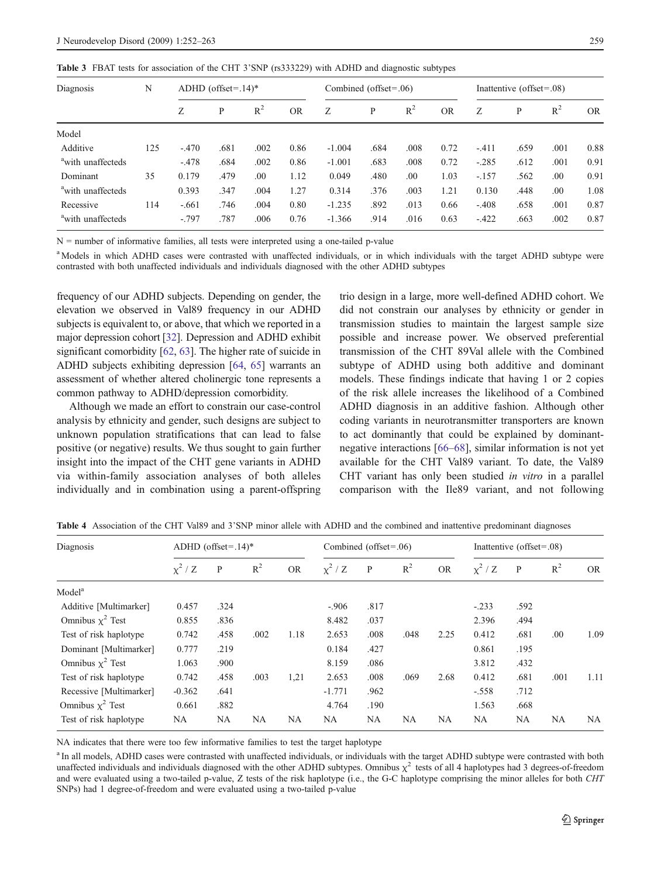**Table 3** FBAT tests for association of the CHT 3'SNP (rs333229) with ADHD and diagnostic subtypes

| Diagnosis | N | ADHD (offset=.14)* | | | | Combined (offset=.06) | | | | Inattentive (offset=.08) | | | |
|---|---|---|---|---|---|---|---|---|---|---|---|---|---|
| | | Z | P | $R^2$ | OR | Z | P | $R^2$ | OR | Z | P | $R^2$ | OR |
| Model | | | | | | | | | | | | | |
| Additive | 125 | -.470 | .681 | .002 | 0.86 | -1.004 | .684 | .008 | 0.72 | -.411 | .659 | .001 | 0.88 |
| [a]with unaffecteds | | -.478 | .684 | .002 | 0.86 | -1.001 | .683 | .008 | 0.72 | -.285 | .612 | .001 | 0.91 |
| Dominant | 35 | 0.179 | .479 | .00 | 1.12 | 0.049 | .480 | .00 | 1.03 | -.157 | .562 | .00 | 0.91 |
| [a]with unaffecteds | | 0.393 | .347 | .004 | 1.27 | 0.314 | .376 | .003 | 1.21 | 0.130 | .448 | .00 | 1.08 |
| Recessive | 114 | -.661 | .746 | .004 | 0.80 | -1.235 | .892 | .013 | 0.66 | -.408 | .658 | .001 | 0.87 |
| [a]with unaffecteds | | -.797 | .787 | .006 | 0.76 | -1.366 | .914 | .016 | 0.63 | -.422 | .663 | .002 | 0.87 |

N = number of informative families, all tests were interpreted using a one-tailed p-value

[a] Models in which ADHD cases were contrasted with unaffected individuals, or in which individuals with the target ADHD subtype were contrasted with both unaffected individuals and individuals diagnosed with the other ADHD subtypes

frequency of our ADHD subjects. Depending on gender, the elevation we observed in Val89 frequency in our ADHD subjects is equivalent to, or above, that which we reported in a major depression cohort [32]. Depression and ADHD exhibit significant comorbidity [62, 63]. The higher rate of suicide in ADHD subjects exhibiting depression [64, 65] warrants an assessment of whether altered cholinergic tone represents a common pathway to ADHD/depression comorbidity.

Although we made an effort to constrain our case-control analysis by ethnicity and gender, such designs are subject to unknown population stratifications that can lead to false positive (or negative) results. We thus sought to gain further insight into the impact of the CHT gene variants in ADHD via within-family association analyses of both alleles individually and in combination using a parent-offspring trio design in a large, more well-defined ADHD cohort. We did not constrain our analyses by ethnicity or gender in transmission studies to maintain the largest sample size possible and increase power. We observed preferential transmission of the CHT 89Val allele with the Combined subtype of ADHD using both additive and dominant models. These findings indicate that having 1 or 2 copies of the risk allele increases the likelihood of a Combined ADHD diagnosis in an additive fashion. Although other coding variants in neurotransmitter transporters are known to act dominantly that could be explained by dominant-negative interactions [66–68], similar information is not yet available for the CHT Val89 variant. To date, the Val89 CHT variant has only been studied *in vitro* in a parallel comparison with the Ile89 variant, and not following

**Table 4** Association of the CHT Val89 and 3'SNP minor allele with ADHD and the combined and inattentive predominant diagnoses

| Diagnosis | ADHD (offset=.14)* | | | | Combined (offset=.06) | | | | Inattentive (offset=.08) | | | |
|---|---|---|---|---|---|---|---|---|---|---|---|---|
| | $\chi^2$ / Z | P | $R^2$ | OR | $\chi^2$ / Z | P | $R^2$ | OR | $\chi^2$ / Z | P | $R^2$ | OR |
| Model[a] | | | | | | | | | | | | |
| Additive [Multimarker] | 0.457 | .324 | | | -.906 | .817 | | | -.233 | .592 | | |
| Omnibus $\chi^2$ Test | 0.855 | .836 | | | 8.482 | .037 | | | 2.396 | .494 | | |
| Test of risk haplotype | 0.742 | .458 | .002 | 1.18 | 2.653 | .008 | .048 | 2.25 | 0.412 | .681 | .00 | 1.09 |
| Dominant [Multimarker] | 0.777 | .219 | | | 0.184 | .427 | | | 0.861 | .195 | | |
| Omnibus $\chi^2$ Test | 1.063 | .900 | | | 8.159 | .086 | | | 3.812 | .432 | | |
| Test of risk haplotype | 0.742 | .458 | .003 | 1,21 | 2.653 | .008 | .069 | 2.68 | 0.412 | .681 | .001 | 1.11 |
| Recessive [Multimarker] | -0.362 | .641 | | | -1.771 | .962 | | | -.558 | .712 | | |
| Omnibus $\chi^2$ Test | 0.661 | .882 | | | 4.764 | .190 | | | 1.563 | .668 | | |
| Test of risk haplotype | NA | NA | NA | NA | NA | NA | NA | NA | NA | NA | NA | NA |

NA indicates that there were too few informative families to test the target haplotype

[a] In all models, ADHD cases were contrasted with unaffected individuals, or individuals with the target ADHD subtype were contrasted with both unaffected individuals and individuals diagnosed with the other ADHD subtypes. Omnibus $\chi^2$ tests of all 4 haplotypes had 3 degrees-of-freedom and were evaluated using a two-tailed p-value, Z tests of the risk haplotype (i.e., the G-C haplotype comprising the minor alleles for both *CHT* SNPs) had 1 degree-of-freedom and were evaluated using a two-tailed p-value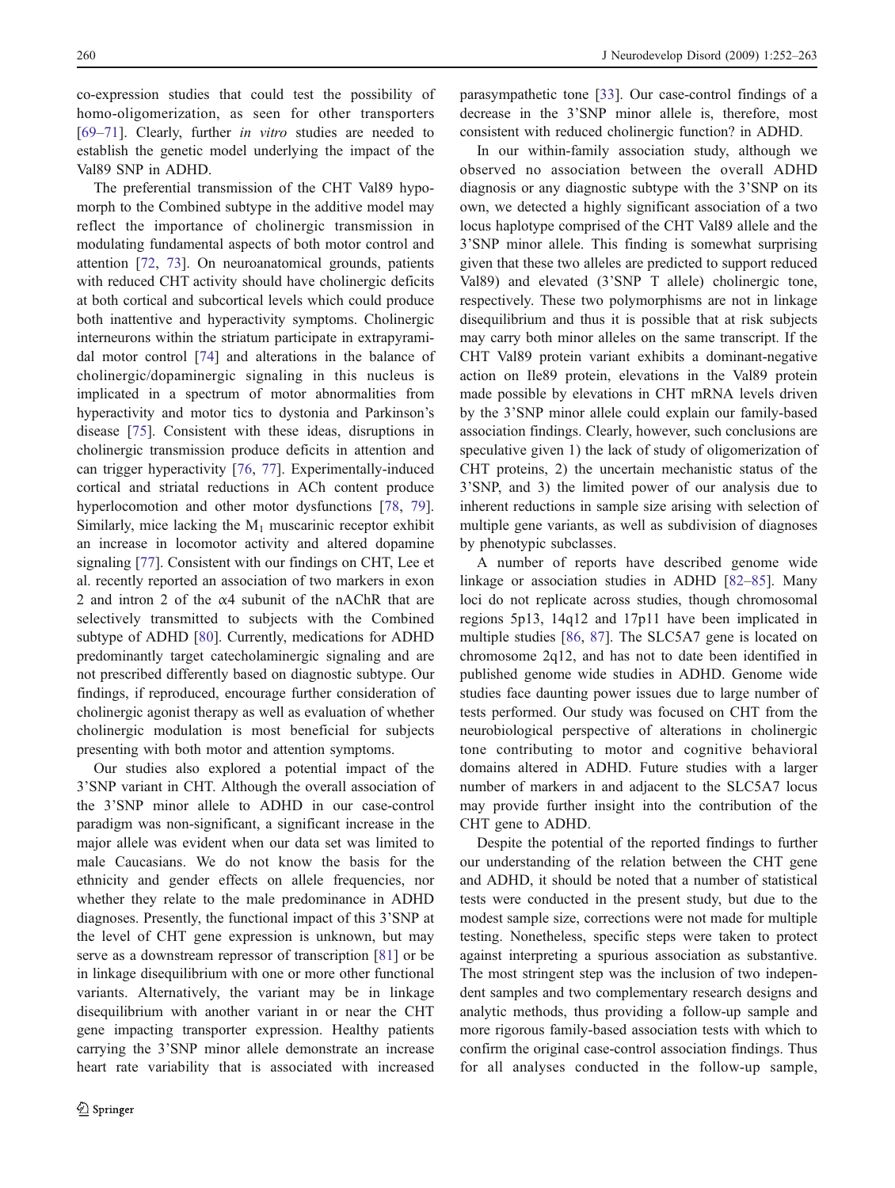co-expression studies that could test the possibility of homo-oligomerization, as seen for other transporters [69–71]. Clearly, further *in vitro* studies are needed to establish the genetic model underlying the impact of the Val89 SNP in ADHD.

The preferential transmission of the CHT Val89 hypomorph to the Combined subtype in the additive model may reflect the importance of cholinergic transmission in modulating fundamental aspects of both motor control and attention [72, 73]. On neuroanatomical grounds, patients with reduced CHT activity should have cholinergic deficits at both cortical and subcortical levels which could produce both inattentive and hyperactivity symptoms. Cholinergic interneurons within the striatum participate in extrapyramidal motor control [74] and alterations in the balance of cholinergic/dopaminergic signaling in this nucleus is implicated in a spectrum of motor abnormalities from hyperactivity and motor tics to dystonia and Parkinson's disease [75]. Consistent with these ideas, disruptions in cholinergic transmission produce deficits in attention and can trigger hyperactivity [76, 77]. Experimentally-induced cortical and striatal reductions in ACh content produce hyperlocomotion and other motor dysfunctions [78, 79]. Similarly, mice lacking the $M_1$ muscarinic receptor exhibit an increase in locomotor activity and altered dopamine signaling [77]. Consistent with our findings on CHT, Lee et al. recently reported an association of two markers in exon 2 and intron 2 of the α4 subunit of the nAChR that are selectively transmitted to subjects with the Combined subtype of ADHD [80]. Currently, medications for ADHD predominantly target catecholaminergic signaling and are not prescribed differently based on diagnostic subtype. Our findings, if reproduced, encourage further consideration of cholinergic agonist therapy as well as evaluation of whether cholinergic modulation is most beneficial for subjects presenting with both motor and attention symptoms.

Our studies also explored a potential impact of the 3'SNP variant in CHT. Although the overall association of the 3'SNP minor allele to ADHD in our case-control paradigm was non-significant, a significant increase in the major allele was evident when our data set was limited to male Caucasians. We do not know the basis for the ethnicity and gender effects on allele frequencies, nor whether they relate to the male predominance in ADHD diagnoses. Presently, the functional impact of this 3'SNP at the level of CHT gene expression is unknown, but may serve as a downstream repressor of transcription [81] or be in linkage disequilibrium with one or more other functional variants. Alternatively, the variant may be in linkage disequilibrium with another variant in or near the CHT gene impacting transporter expression. Healthy patients carrying the 3'SNP minor allele demonstrate an increase heart rate variability that is associated with increased parasympathetic tone [33]. Our case-control findings of a decrease in the 3'SNP minor allele is, therefore, most consistent with reduced cholinergic function? in ADHD.

In our within-family association study, although we observed no association between the overall ADHD diagnosis or any diagnostic subtype with the 3'SNP on its own, we detected a highly significant association of a two locus haplotype comprised of the CHT Val89 allele and the 3'SNP minor allele. This finding is somewhat surprising given that these two alleles are predicted to support reduced Val89) and elevated (3'SNP T allele) cholinergic tone, respectively. These two polymorphisms are not in linkage disequilibrium and thus it is possible that at risk subjects may carry both minor alleles on the same transcript. If the CHT Val89 protein variant exhibits a dominant-negative action on Ile89 protein, elevations in the Val89 protein made possible by elevations in CHT mRNA levels driven by the 3'SNP minor allele could explain our family-based association findings. Clearly, however, such conclusions are speculative given 1) the lack of study of oligomerization of CHT proteins, 2) the uncertain mechanistic status of the 3'SNP, and 3) the limited power of our analysis due to inherent reductions in sample size arising with selection of multiple gene variants, as well as subdivision of diagnoses by phenotypic subclasses.

A number of reports have described genome wide linkage or association studies in ADHD [82–85]. Many loci do not replicate across studies, though chromosomal regions 5p13, 14q12 and 17p11 have been implicated in multiple studies [86, 87]. The SLC5A7 gene is located on chromosome 2q12, and has not to date been identified in published genome wide studies in ADHD. Genome wide studies face daunting power issues due to large number of tests performed. Our study was focused on CHT from the neurobiological perspective of alterations in cholinergic tone contributing to motor and cognitive behavioral domains altered in ADHD. Future studies with a larger number of markers in and adjacent to the SLC5A7 locus may provide further insight into the contribution of the CHT gene to ADHD.

Despite the potential of the reported findings to further our understanding of the relation between the CHT gene and ADHD, it should be noted that a number of statistical tests were conducted in the present study, but due to the modest sample size, corrections were not made for multiple testing. Nonetheless, specific steps were taken to protect against interpreting a spurious association as substantive. The most stringent step was the inclusion of two independent samples and two complementary research designs and analytic methods, thus providing a follow-up sample and more rigorous family-based association tests with which to confirm the original case-control association findings. Thus for all analyses conducted in the follow-up sample,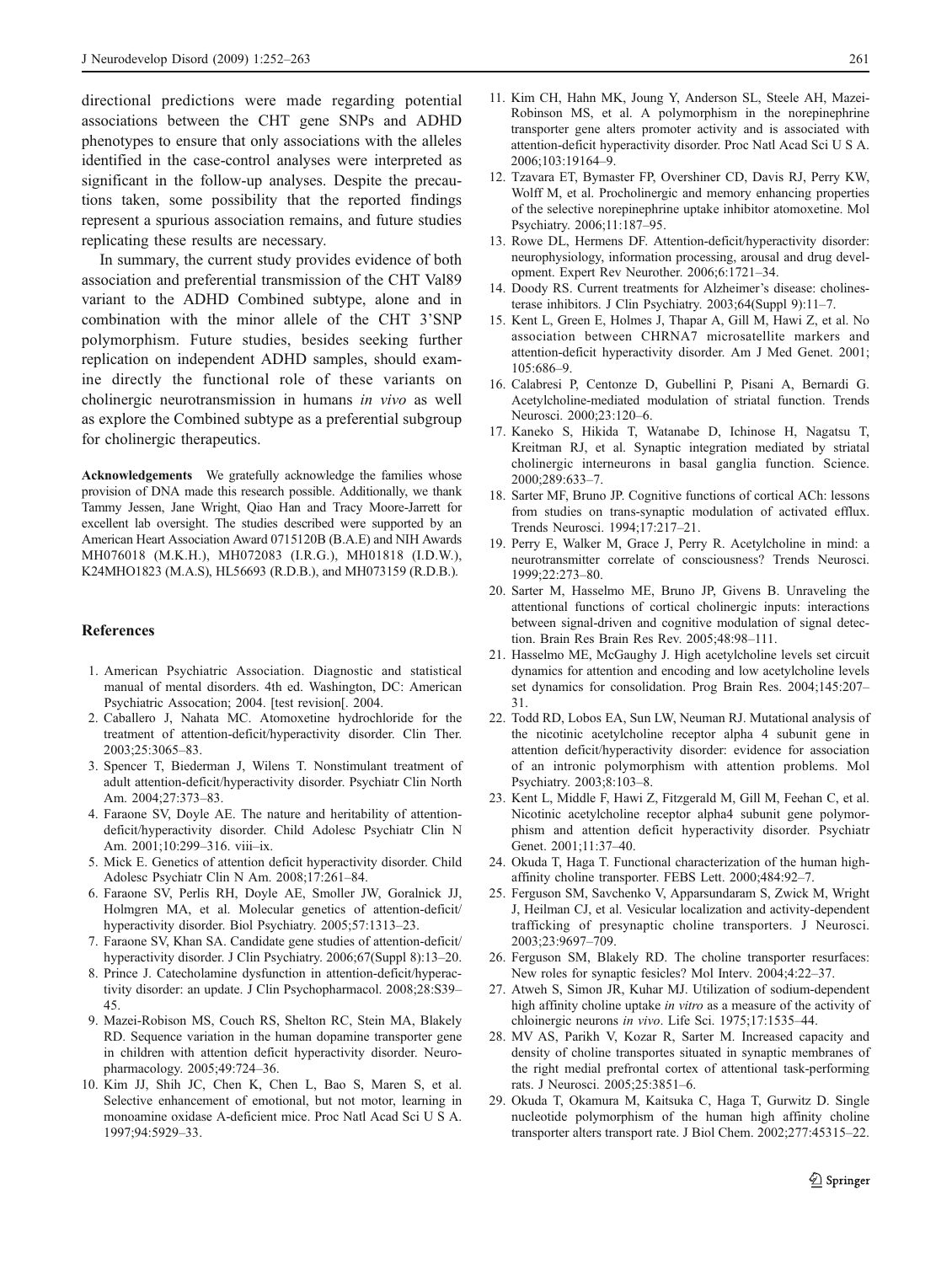directional predictions were made regarding potential associations between the CHT gene SNPs and ADHD phenotypes to ensure that only associations with the alleles identified in the case-control analyses were interpreted as significant in the follow-up analyses. Despite the precautions taken, some possibility that the reported findings represent a spurious association remains, and future studies replicating these results are necessary.

In summary, the current study provides evidence of both association and preferential transmission of the CHT Val89 variant to the ADHD Combined subtype, alone and in combination with the minor allele of the CHT 3'SNP polymorphism. Future studies, besides seeking further replication on independent ADHD samples, should examine directly the functional role of these variants on cholinergic neurotransmission in humans *in vivo* as well as explore the Combined subtype as a preferential subgroup for cholinergic therapeutics.

**Acknowledgements** We gratefully acknowledge the families whose provision of DNA made this research possible. Additionally, we thank Tammy Jessen, Jane Wright, Qiao Han and Tracy Moore-Jarrett for excellent lab oversight. The studies described were supported by an American Heart Association Award 0715120B (B.A.E) and NIH Awards MH076018 (M.K.H.), MH072083 (I.R.G.), MH01818 (I.D.W.), K24MHO1823 (M.A.S), HL56693 (R.D.B.), and MH073159 (R.D.B.).

## References

1. American Psychiatric Association. Diagnostic and statistical manual of mental disorders. 4th ed. Washington, DC: American Psychiatric Assocation; 2004. [test revision[. 2004.
2. Caballero J, Nahata MC. Atomoxetine hydrochloride for the treatment of attention-deficit/hyperactivity disorder. Clin Ther. 2003;25:3065–83.
3. Spencer T, Biederman J, Wilens T. Nonstimulant treatment of adult attention-deficit/hyperactivity disorder. Psychiatr Clin North Am. 2004;27:373–83.
4. Faraone SV, Doyle AE. The nature and heritability of attention-deficit/hyperactivity disorder. Child Adolesc Psychiatr Clin N Am. 2001;10:299–316. viii–ix.
5. Mick E. Genetics of attention deficit hyperactivity disorder. Child Adolesc Psychiatr Clin N Am. 2008;17:261–84.
6. Faraone SV, Perlis RH, Doyle AE, Smoller JW, Goralnick JJ, Holmgren MA, et al. Molecular genetics of attention-deficit/hyperactivity disorder. Biol Psychiatry. 2005;57:1313–23.
7. Faraone SV, Khan SA. Candidate gene studies of attention-deficit/hyperactivity disorder. J Clin Psychiatry. 2006;67(Suppl 8):13–20.
8. Prince J. Catecholamine dysfunction in attention-deficit/hyperactivity disorder: an update. J Clin Psychopharmacol. 2008;28:S39–45.
9. Mazei-Robison MS, Couch RS, Shelton RC, Stein MA, Blakely RD. Sequence variation in the human dopamine transporter gene in children with attention deficit hyperactivity disorder. Neuropharmacology. 2005;49:724–36.
10. Kim JJ, Shih JC, Chen K, Chen L, Bao S, Maren S, et al. Selective enhancement of emotional, but not motor, learning in monoamine oxidase A-deficient mice. Proc Natl Acad Sci U S A. 1997;94:5929–33.
11. Kim CH, Hahn MK, Joung Y, Anderson SL, Steele AH, Mazei-Robinson MS, et al. A polymorphism in the norepinephrine transporter gene alters promoter activity and is associated with attention-deficit hyperactivity disorder. Proc Natl Acad Sci U S A. 2006;103:19164–9.
12. Tzavara ET, Bymaster FP, Overshiner CD, Davis RJ, Perry KW, Wolff M, et al. Procholinergic and memory enhancing properties of the selective norepinephrine uptake inhibitor atomoxetine. Mol Psychiatry. 2006;11:187–95.
13. Rowe DL, Hermens DF. Attention-deficit/hyperactivity disorder: neurophysiology, information processing, arousal and drug development. Expert Rev Neurother. 2006;6:1721–34.
14. Doody RS. Current treatments for Alzheimer's disease: cholinesterase inhibitors. J Clin Psychiatry. 2003;64(Suppl 9):11–7.
15. Kent L, Green E, Holmes J, Thapar A, Gill M, Hawi Z, et al. No association between CHRNA7 microsatellite markers and attention-deficit hyperactivity disorder. Am J Med Genet. 2001; 105:686–9.
16. Calabresi P, Centonze D, Gubellini P, Pisani A, Bernardi G. Acetylcholine-mediated modulation of striatal function. Trends Neurosci. 2000;23:120–6.
17. Kaneko S, Hikida T, Watanabe D, Ichinose H, Nagatsu T, Kreitman RJ, et al. Synaptic integration mediated by striatal cholinergic interneurons in basal ganglia function. Science. 2000;289:633–7.
18. Sarter MF, Bruno JP. Cognitive functions of cortical ACh: lessons from studies on trans-synaptic modulation of activated efflux. Trends Neurosci. 1994;17:217–21.
19. Perry E, Walker M, Grace J, Perry R. Acetylcholine in mind: a neurotransmitter correlate of consciousness? Trends Neurosci. 1999;22:273–80.
20. Sarter M, Hasselmo ME, Bruno JP, Givens B. Unraveling the attentional functions of cortical cholinergic inputs: interactions between signal-driven and cognitive modulation of signal detection. Brain Res Brain Res Rev. 2005;48:98–111.
21. Hasselmo ME, McGaughy J. High acetylcholine levels set circuit dynamics for attention and encoding and low acetylcholine levels set dynamics for consolidation. Prog Brain Res. 2004;145:207–31.
22. Todd RD, Lobos EA, Sun LW, Neuman RJ. Mutational analysis of the nicotinic acetylcholine receptor alpha 4 subunit gene in attention deficit/hyperactivity disorder: evidence for association of an intronic polymorphism with attention problems. Mol Psychiatry. 2003;8:103–8.
23. Kent L, Middle F, Hawi Z, Fitzgerald M, Gill M, Feehan C, et al. Nicotinic acetylcholine receptor alpha4 subunit gene polymorphism and attention deficit hyperactivity disorder. Psychiatr Genet. 2001;11:37–40.
24. Okuda T, Haga T. Functional characterization of the human high-affinity choline transporter. FEBS Lett. 2000;484:92–7.
25. Ferguson SM, Savchenko V, Apparsundaram S, Zwick M, Wright J, Heilman CJ, et al. Vesicular localization and activity-dependent trafficking of presynaptic choline transporters. J Neurosci. 2003;23:9697–709.
26. Ferguson SM, Blakely RD. The choline transporter resurfaces: New roles for synaptic fesicles? Mol Interv. 2004;4:22–37.
27. Atweh S, Simon JR, Kuhar MJ. Utilization of sodium-dependent high affinity choline uptake *in vitro* as a measure of the activity of chloinergic neurons *in vivo*. Life Sci. 1975;17:1535–44.
28. MV AS, Parikh V, Kozar R, Sarter M. Increased capacity and density of choline transportes situated in synaptic membranes of the right medial prefrontal cortex of attentional task-performing rats. J Neurosci. 2005;25:3851–6.
29. Okuda T, Okamura M, Kaitsuka C, Haga T, Gurwitz D. Single nucleotide polymorphism of the human high affinity choline transporter alters transport rate. J Biol Chem. 2002;277:45315–22.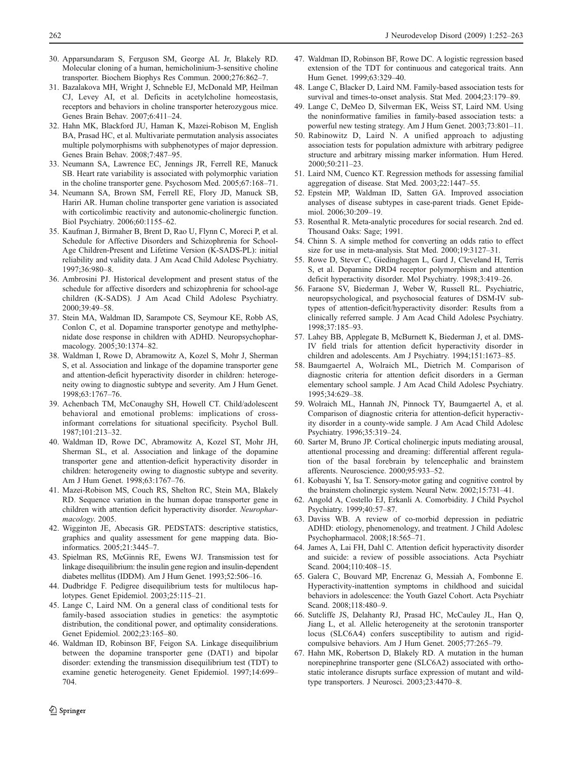30. Apparsundaram S, Ferguson SM, George AL Jr, Blakely RD. Molecular cloning of a human, hemicholinium-3-sensitive choline transporter. Biochem Biophys Res Commun. 2000;276:862–7.
31. Bazalakova MH, Wright J, Schneble EJ, McDonald MP, Heilman CJ, Levey AI, et al. Deficits in acetylcholine homeostasis, receptors and behaviors in choline transporter heterozygous mice. Genes Brain Behav. 2007;6:411–24.
32. Hahn MK, Blackford JU, Haman K, Mazei-Robison M, English BA, Prasad HC, et al. Multivariate permutation analysis associates multiple polymorphisms with subphenotypes of major depression. Genes Brain Behav. 2008;7:487–95.
33. Neumann SA, Lawrence EC, Jennings JR, Ferrell RE, Manuck SB. Heart rate variability is associated with polymorphic variation in the choline transporter gene. Psychosom Med. 2005;67:168–71.
34. Neumann SA, Brown SM, Ferrell RE, Flory JD, Manuck SB, Hariri AR. Human choline transporter gene variation is associated with corticolimbic reactivity and autonomic-cholinergic function. Biol Psychiatry. 2006;60:1155–62.
35. Kaufman J, Birmaher B, Brent D, Rao U, Flynn C, Moreci P, et al. Schedule for Affective Disorders and Schizophrenia for School-Age Children-Present and Lifetime Version (K-SADS-PL): initial reliability and validity data. J Am Acad Child Adolesc Psychiatry. 1997;36:980–8.
36. Ambrosini PJ. Historical development and present status of the schedule for affective disorders and schizophrenia for school-age children (K-SADS). J Am Acad Child Adolesc Psychiatry. 2000;39:49–58.
37. Stein MA, Waldman ID, Sarampote CS, Seymour KE, Robb AS, Conlon C, et al. Dopamine transporter genotype and methylphenidate dose response in children with ADHD. Neuropsychopharmacology. 2005;30:1374–82.
38. Waldman I, Rowe D, Abramowitz A, Kozel S, Mohr J, Sherman S, et al. Association and linkage of the dopamine transporter gene and attention-deficit hyperactivity disorder in children: heterogeneity owing to diagnostic subtype and severity. Am J Hum Genet. 1998;63:1767–76.
39. Achenbach TM, McConaughy SH, Howell CT. Child/adolescent behavioral and emotional problems: implications of cross-informant correlations for situational specificity. Psychol Bull. 1987;101:213–32.
40. Waldman ID, Rowe DC, Abramowitz A, Kozel ST, Mohr JH, Sherman SL, et al. Association and linkage of the dopamine transporter gene and attention-deficit hyperactivity disorder in children: heterogeneity owing to diagnostic subtype and severity. Am J Hum Genet. 1998;63:1767–76.
41. Mazei-Robison MS, Couch RS, Shelton RC, Stein MA, Blakely RD. Sequence variation in the human dopae transporter gene in children with attention deficit hyperactivity disorder. *Neuropharmacology*. 2005.
42. Wigginton JE, Abecasis GR. PEDSTATS: descriptive statistics, graphics and quality assessment for gene mapping data. Bioinformatics. 2005;21:3445–7.
43. Spielman RS, McGinnis RE, Ewens WJ. Transmission test for linkage disequilibrium: the insulin gene region and insulin-dependent diabetes mellitus (IDDM). Am J Hum Genet. 1993;52:506–16.
44. Dudbridge F. Pedigree disequilibrium tests for multilocus haplotypes. Genet Epidemiol. 2003;25:115–21.
45. Lange C, Laird NM. On a general class of conditional tests for family-based association studies in genetics: the asymptotic distribution, the conditional power, and optimality considerations. Genet Epidemiol. 2002;23:165–80.
46. Waldman ID, Robinson BF, Feigon SA. Linkage disequilibrium between the dopamine transporter gene (DAT1) and bipolar disorder: extending the transmission disequilibrium test (TDT) to examine genetic heterogeneity. Genet Epidemiol. 1997;14:699–704.
47. Waldman ID, Robinson BF, Rowe DC. A logistic regression based extension of the TDT for continuous and categorical traits. Ann Hum Genet. 1999;63:329–40.
48. Lange C, Blacker D, Laird NM. Family-based association tests for survival and times-to-onset analysis. Stat Med. 2004;23:179–89.
49. Lange C, DeMeo D, Silverman EK, Weiss ST, Laird NM. Using the noninformative families in family-based association tests: a powerful new testing strategy. Am J Hum Genet. 2003;73:801–11.
50. Rabinowitz D, Laird N. A unified approach to adjusting association tests for population admixture with arbitrary pedigree structure and arbitrary missing marker information. Hum Hered. 2000;50:211–23.
51. Laird NM, Cuenco KT. Regression methods for assessing familial aggregation of disease. Stat Med. 2003;22:1447–55.
52. Epstein MP, Waldman ID, Satten GA. Improved association analyses of disease subtypes in case-parent triads. Genet Epidemiol. 2006;30:209–19.
53. Rosenthal R. Meta-analytic procedures for social research. 2nd ed. Thousand Oaks: Sage; 1991.
54. Chinn S. A simple method for converting an odds ratio to effect size for use in meta-analysis. Stat Med. 2000;19:3127–31.
55. Rowe D, Stever C, Giedinghagen L, Gard J, Cleveland H, Terris S, et al. Dopamine DRD4 receptor polymorphism and attention deficit hyperactivity disorder. Mol Psychiatry. 1998;3:419–26.
56. Faraone SV, Biederman J, Weber W, Russell RL. Psychiatric, neuropsychological, and psychosocial features of DSM-IV subtypes of attention-deficit/hyperactivity disorder: Results from a clinically referred sample. J Am Acad Child Adolesc Psychiatry. 1998;37:185–93.
57. Lahey BB, Applegate B, McBurnett K, Biederman J, et al. DMS-IV field trials for attention deficit hyperactivity disorder in children and adolescents. Am J Psychiatry. 1994;151:1673–85.
58. Baumgaertel A, Wolraich ML, Dietrich M. Comparison of diagnostic criteria for attention deficit disorders in a German elementary school sample. J Am Acad Child Adolesc Psychiatry. 1995;34:629–38.
59. Wolraich ML, Hannah JN, Pinnock TY, Baumgaertel A, et al. Comparison of diagnostic criteria for attention-deficit hyperactivity disorder in a county-wide sample. J Am Acad Child Adolesc Psychiatry. 1996;35:319–24.
60. Sarter M, Bruno JP. Cortical cholinergic inputs mediating arousal, attentional processing and dreaming: differential afferent regulation of the basal forebrain by telencephalic and brainstem afferents. Neuroscience. 2000;95:933–52.
61. Kobayashi Y, Isa T. Sensory-motor gating and cognitive control by the brainstem cholinergic system. Neural Netw. 2002;15:731–41.
62. Angold A, Costello EJ, Erkanli A. Comorbidity. J Child Psychol Psychiatry. 1999;40:57–87.
63. Daviss WB. A review of co-morbid depression in pediatric ADHD: etiology, phenomenology, and treatment. J Child Adolesc Psychopharmacol. 2008;18:565–71.
64. James A, Lai FH, Dahl C. Attention deficit hyperactivity disorder and suicide: a review of possible associations. Acta Psychiatr Scand. 2004;110:408–15.
65. Galera C, Bouvard MP, Encrenaz G, Messiah A, Fombonne E. Hyperactivity-inattention symptoms in childhood and suicidal behaviors in adolescence: the Youth Gazel Cohort. Acta Psychiatr Scand. 2008;118:480–9.
66. Sutcliffe JS, Delahanty RJ, Prasad HC, McCauley JL, Han Q, Jiang L, et al. Allelic heterogeneity at the serotonin transporter locus (SLC6A4) confers susceptibility to autism and rigid-compulsive behaviors. Am J Hum Genet. 2005;77:265–79.
67. Hahn MK, Robertson D, Blakely RD. A mutation in the human norepinephrine transporter gene (SLC6A2) associated with orthostatic intolerance disrupts surface expression of mutant and wild-type transporters. J Neurosci. 2003;23:4470–8.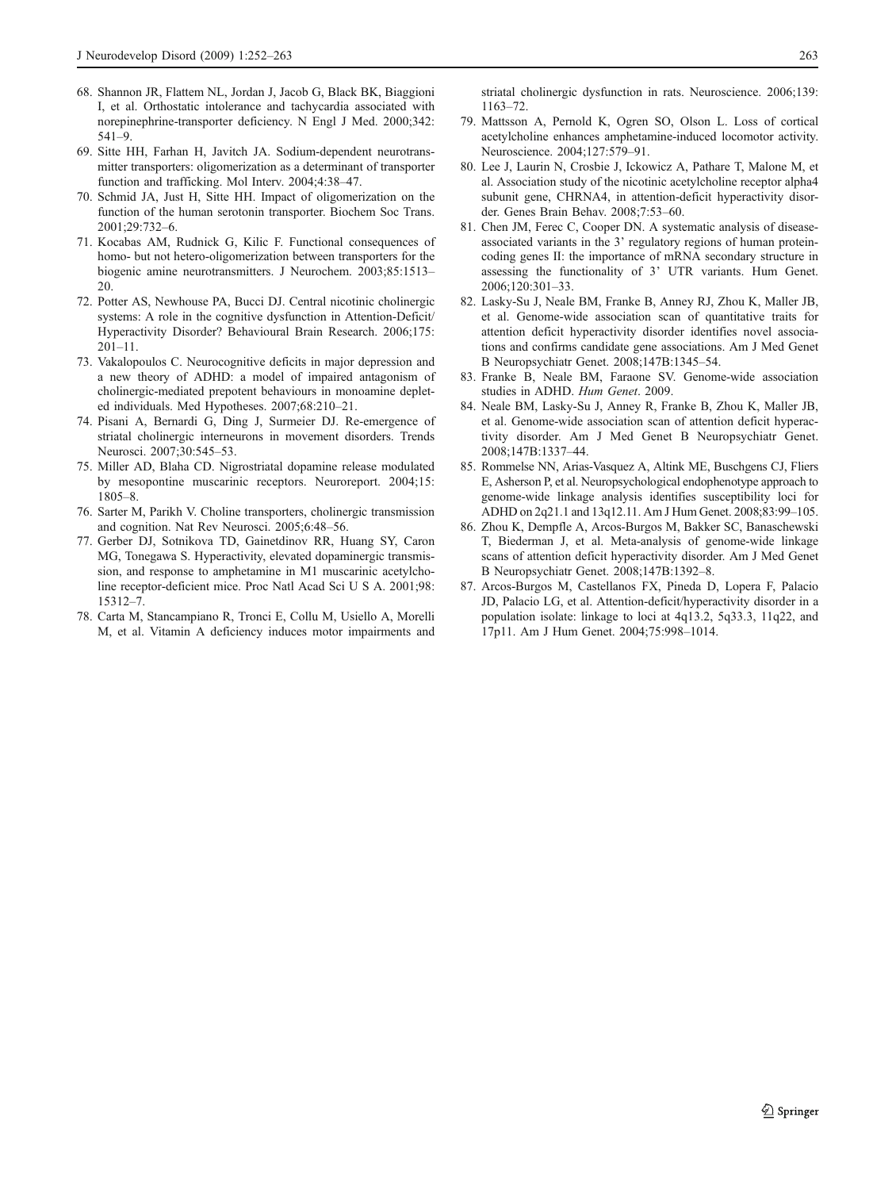68. Shannon JR, Flattem NL, Jordan J, Jacob G, Black BK, Biaggioni I, et al. Orthostatic intolerance and tachycardia associated with norepinephrine-transporter deficiency. N Engl J Med. 2000;342: 541–9.
69. Sitte HH, Farhan H, Javitch JA. Sodium-dependent neurotransmitter transporters: oligomerization as a determinant of transporter function and trafficking. Mol Interv. 2004;4:38–47.
70. Schmid JA, Just H, Sitte HH. Impact of oligomerization on the function of the human serotonin transporter. Biochem Soc Trans. 2001;29:732–6.
71. Kocabas AM, Rudnick G, Kilic F. Functional consequences of homo- but not hetero-oligomerization between transporters for the biogenic amine neurotransmitters. J Neurochem. 2003;85:1513–20.
72. Potter AS, Newhouse PA, Bucci DJ. Central nicotinic cholinergic systems: A role in the cognitive dysfunction in Attention-Deficit/Hyperactivity Disorder? Behavioural Brain Research. 2006;175: 201–11.
73. Vakalopoulos C. Neurocognitive deficits in major depression and a new theory of ADHD: a model of impaired antagonism of cholinergic-mediated prepotent behaviours in monoamine depleted individuals. Med Hypotheses. 2007;68:210–21.
74. Pisani A, Bernardi G, Ding J, Surmeier DJ. Re-emergence of striatal cholinergic interneurons in movement disorders. Trends Neurosci. 2007;30:545–53.
75. Miller AD, Blaha CD. Nigrostriatal dopamine release modulated by mesopontine muscarinic receptors. Neuroreport. 2004;15: 1805–8.
76. Sarter M, Parikh V. Choline transporters, cholinergic transmission and cognition. Nat Rev Neurosci. 2005;6:48–56.
77. Gerber DJ, Sotnikova TD, Gainetdinov RR, Huang SY, Caron MG, Tonegawa S. Hyperactivity, elevated dopaminergic transmission, and response to amphetamine in M1 muscarinic acetylcholine receptor-deficient mice. Proc Natl Acad Sci U S A. 2001;98: 15312–7.
78. Carta M, Stancampiano R, Tronci E, Collu M, Usiello A, Morelli M, et al. Vitamin A deficiency induces motor impairments and striatal cholinergic dysfunction in rats. Neuroscience. 2006;139: 1163–72.
79. Mattsson A, Pernold K, Ogren SO, Olson L. Loss of cortical acetylcholine enhances amphetamine-induced locomotor activity. Neuroscience. 2004;127:579–91.
80. Lee J, Laurin N, Crosbie J, Ickowicz A, Pathare T, Malone M, et al. Association study of the nicotinic acetylcholine receptor alpha4 subunit gene, CHRNA4, in attention-deficit hyperactivity disorder. Genes Brain Behav. 2008;7:53–60.
81. Chen JM, Ferec C, Cooper DN. A systematic analysis of disease-associated variants in the 3' regulatory regions of human protein-coding genes II: the importance of mRNA secondary structure in assessing the functionality of 3' UTR variants. Hum Genet. 2006;120:301–33.
82. Lasky-Su J, Neale BM, Franke B, Anney RJ, Zhou K, Maller JB, et al. Genome-wide association scan of quantitative traits for attention deficit hyperactivity disorder identifies novel associations and confirms candidate gene associations. Am J Med Genet B Neuropsychiatr Genet. 2008;147B:1345–54.
83. Franke B, Neale BM, Faraone SV. Genome-wide association studies in ADHD. *Hum Genet*. 2009.
84. Neale BM, Lasky-Su J, Anney R, Franke B, Zhou K, Maller JB, et al. Genome-wide association scan of attention deficit hyperactivity disorder. Am J Med Genet B Neuropsychiatr Genet. 2008;147B:1337–44.
85. Rommelse NN, Arias-Vasquez A, Altink ME, Buschgens CJ, Fliers E, Asherson P, et al. Neuropsychological endophenotype approach to genome-wide linkage analysis identifies susceptibility loci for ADHD on 2q21.1 and 13q12.11. Am J Hum Genet. 2008;83:99–105.
86. Zhou K, Dempfle A, Arcos-Burgos M, Bakker SC, Banaschewski T, Biederman J, et al. Meta-analysis of genome-wide linkage scans of attention deficit hyperactivity disorder. Am J Med Genet B Neuropsychiatr Genet. 2008;147B:1392–8.
87. Arcos-Burgos M, Castellanos FX, Pineda D, Lopera F, Palacio JD, Palacio LG, et al. Attention-deficit/hyperactivity disorder in a population isolate: linkage to loci at 4q13.2, 5q33.3, 11q22, and 17p11. Am J Hum Genet. 2004;75:998–1014.